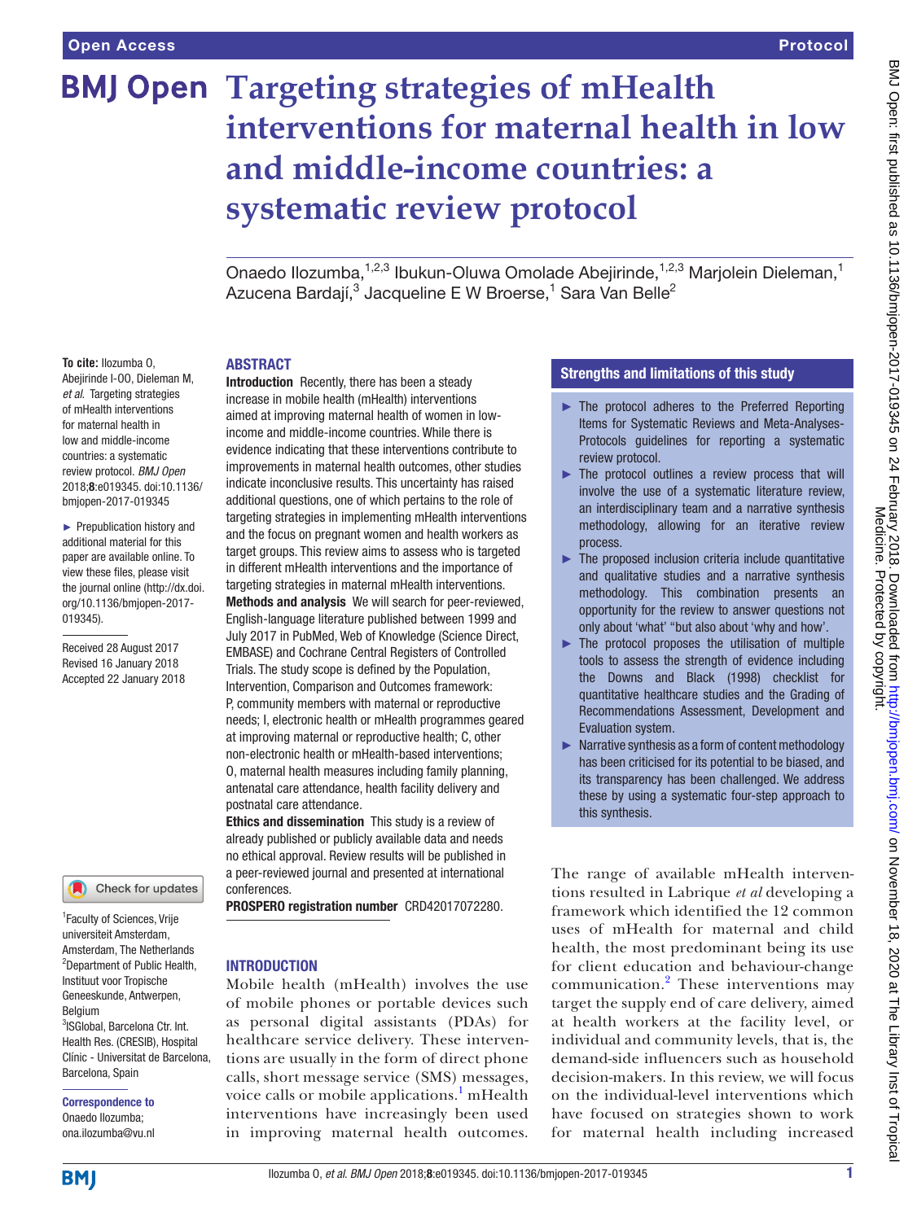# Targeting strategies of mHealth interventions for maternal health in low and middle-income countries: a systematic review protocol

Onaedo Ilozumba,[1,2,3] Ibukun-Oluwa Omolade Abejirinde,[1,2,3] Marjolein Dieleman,[1] Azucena Bardají,[3] Jacqueline E W Broerse,[1] Sara Van Belle[2]

**To cite:** Ilozumba O, Abejirinde I-OO, Dieleman M, *et al*. Targeting strategies of mHealth interventions for maternal health in low and middle-income countries: a systematic review protocol. *BMJ Open* 2018;**8**:e019345. doi:10.1136/bmjopen-2017-019345

► Prepublication history and additional material for this paper are available online. To view these files, please visit the journal online (http://dx.doi.org/10.1136/bmjopen-2017-019345).

Received 28 August 2017
Revised 16 January 2018
Accepted 22 January 2018

[1]Faculty of Sciences, Vrije universiteit Amsterdam, Amsterdam, The Netherlands
[2]Department of Public Health, Instituut voor Tropische Geneeskunde, Antwerpen, Belgium
[3]ISGlobal, Barcelona Ctr. Int. Health Res. (CRESIB), Hospital Clínic - Universitat de Barcelona, Barcelona, Spain

**Correspondence to**
Onaedo Ilozumba;
ona.ilozumba@vu.nl

## ABSTRACT

**Introduction** Recently, there has been a steady increase in mobile health (mHealth) interventions aimed at improving maternal health of women in low-income and middle-income countries. While there is evidence indicating that these interventions contribute to improvements in maternal health outcomes, other studies indicate inconclusive results. This uncertainty has raised additional questions, one of which pertains to the role of targeting strategies in implementing mHealth interventions and the focus on pregnant women and health workers as target groups. This review aims to assess who is targeted in different mHealth interventions and the importance of targeting strategies in maternal mHealth interventions.

**Methods and analysis** We will search for peer-reviewed, English-language literature published between 1999 and July 2017 in PubMed, Web of Knowledge (Science Direct, EMBASE) and Cochrane Central Registers of Controlled Trials. The study scope is defined by the Population, Intervention, Comparison and Outcomes framework: P, community members with maternal or reproductive needs; I, electronic health or mHealth programmes geared at improving maternal or reproductive health; C, other non-electronic health or mHealth-based interventions; O, maternal health measures including family planning, antenatal care attendance, health facility delivery and postnatal care attendance.

**Ethics and dissemination** This study is a review of already published or publicly available data and needs no ethical approval. Review results will be published in a peer-reviewed journal and presented at international conferences.

**PROSPERO registration number** CRD42017072280.

## Strengths and limitations of this study

- ► The protocol adheres to the Preferred Reporting Items for Systematic Reviews and Meta-Analyses-Protocols guidelines for reporting a systematic review protocol.
- ► The protocol outlines a review process that will involve the use of a systematic literature review, an interdisciplinary team and a narrative synthesis methodology, allowing for an iterative review process.
- ► The proposed inclusion criteria include quantitative and qualitative studies and a narrative synthesis methodology. This combination presents an opportunity for the review to answer questions not only about 'what' "but also about 'why and how'.
- ► The protocol proposes the utilisation of multiple tools to assess the strength of evidence including the Downs and Black (1998) checklist for quantitative healthcare studies and the Grading of Recommendations Assessment, Development and Evaluation system.
- ► Narrative synthesis as a form of content methodology has been criticised for its potential to be biased, and its transparency has been challenged. We address these by using a systematic four-step approach to this synthesis.

## INTRODUCTION

Mobile health (mHealth) involves the use of mobile phones or portable devices such as personal digital assistants (PDAs) for healthcare service delivery. These interventions are usually in the form of direct phone calls, short message service (SMS) messages, voice calls or mobile applications.[1] mHealth interventions have increasingly been used in improving maternal health outcomes. The range of available mHealth interventions resulted in Labrique *et al* developing a framework which identified the 12 common uses of mHealth for maternal and child health, the most predominant being its use for client education and behaviour-change communication.[2] These interventions may target the supply end of care delivery, aimed at health workers at the facility level, or individual and community levels, that is, the demand-side influencers such as household decision-makers. In this review, we will focus on the individual-level interventions which have focused on strategies shown to work for maternal health including increased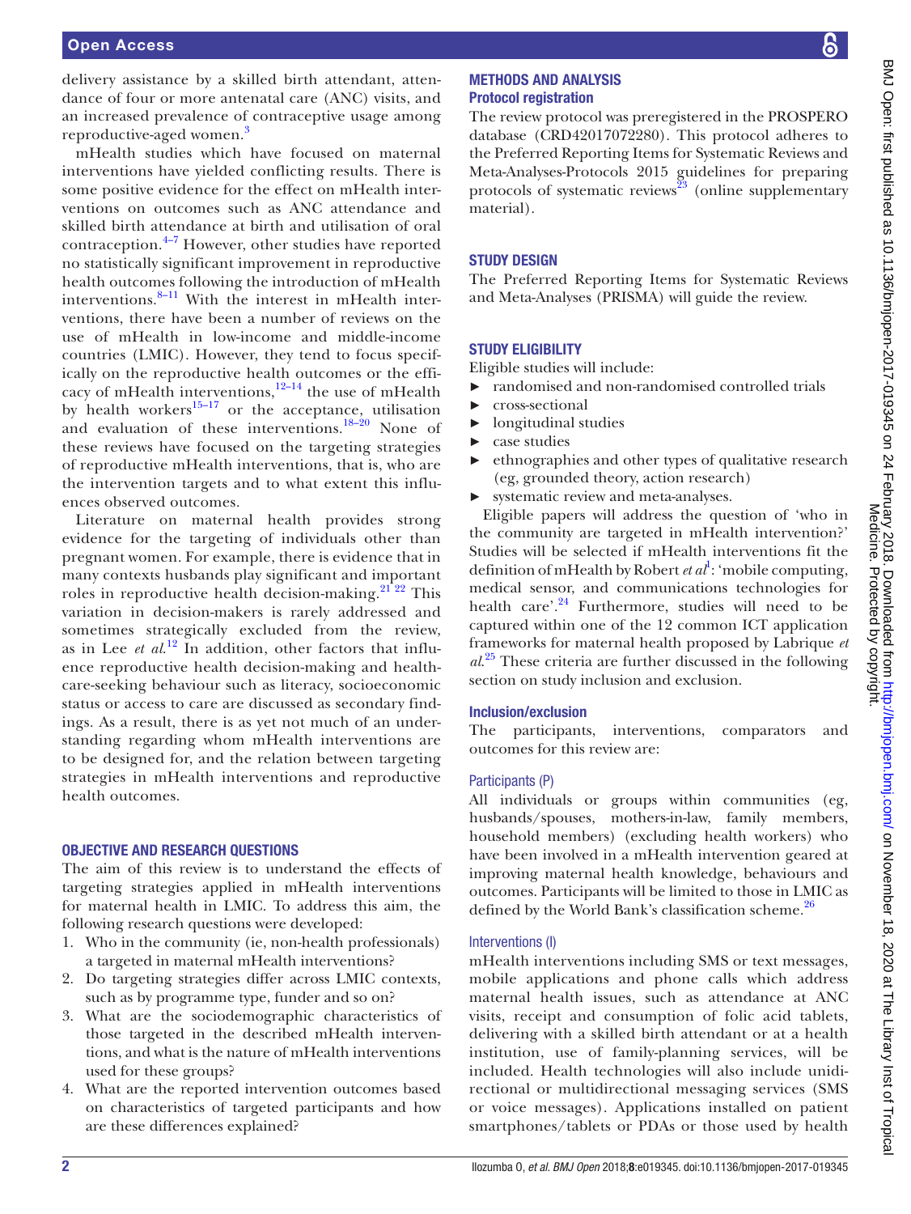delivery assistance by a skilled birth attendant, attendance of four or more antenatal care (ANC) visits, and an increased prevalence of contraceptive usage among reproductive-aged women.[3]

mHealth studies which have focused on maternal interventions have yielded conflicting results. There is some positive evidence for the effect on mHealth interventions on outcomes such as ANC attendance and skilled birth attendance at birth and utilisation of oral contraception.[4–7] However, other studies have reported no statistically significant improvement in reproductive health outcomes following the introduction of mHealth interventions.[8–11] With the interest in mHealth interventions, there have been a number of reviews on the use of mHealth in low-income and middle-income countries (LMIC). However, they tend to focus specifically on the reproductive health outcomes or the efficacy of mHealth interventions,[12–14] the use of mHealth by health workers[15–17] or the acceptance, utilisation and evaluation of these interventions.[18–20] None of these reviews have focused on the targeting strategies of reproductive mHealth interventions, that is, who are the intervention targets and to what extent this influences observed outcomes.

Literature on maternal health provides strong evidence for the targeting of individuals other than pregnant women. For example, there is evidence that in many contexts husbands play significant and important roles in reproductive health decision-making.[21 22] This variation in decision-makers is rarely addressed and sometimes strategically excluded from the review, as in Lee *et al*.[12] In addition, other factors that influence reproductive health decision-making and healthcare-seeking behaviour such as literacy, socioeconomic status or access to care are discussed as secondary findings. As a result, there is as yet not much of an understanding regarding whom mHealth interventions are to be designed for, and the relation between targeting strategies in mHealth interventions and reproductive health outcomes.

## Objective and research questions

The aim of this review is to understand the effects of targeting strategies applied in mHealth interventions for maternal health in LMIC. To address this aim, the following research questions were developed:

1. Who in the community (ie, non-health professionals) a targeted in maternal mHealth interventions?
2. Do targeting strategies differ across LMIC contexts, such as by programme type, funder and so on?
3. What are the sociodemographic characteristics of those targeted in the described mHealth interventions, and what is the nature of mHealth interventions used for these groups?
4. What are the reported intervention outcomes based on characteristics of targeted participants and how are these differences explained?

## Methods and analysis

### Protocol registration

The review protocol was preregistered in the PROSPERO database (CRD42017072280). This protocol adheres to the Preferred Reporting Items for Systematic Reviews and Meta-Analyses-Protocols 2015 guidelines for preparing protocols of systematic reviews[23] (online supplementary material).

## Study design

The Preferred Reporting Items for Systematic Reviews and Meta-Analyses (PRISMA) will guide the review.

## Study eligibility

Eligible studies will include:

- randomised and non-randomised controlled trials
- cross-sectional
- longitudinal studies
- case studies
- ethnographies and other types of qualitative research (eg, grounded theory, action research)
- systematic review and meta-analyses.

Eligible papers will address the question of 'who in the community are targeted in mHealth intervention?' Studies will be selected if mHealth interventions fit the definition of mHealth by Robert *et al*[1]: 'mobile computing, medical sensor, and communications technologies for health care'.[24] Furthermore, studies will need to be captured within one of the 12 common ICT application frameworks for maternal health proposed by Labrique *et al*.[25] These criteria are further discussed in the following section on study inclusion and exclusion.

### Inclusion/exclusion

The participants, interventions, comparators and outcomes for this review are:

#### Participants (P)

All individuals or groups within communities (eg, husbands/spouses, mothers-in-law, family members, household members) (excluding health workers) who have been involved in a mHealth intervention geared at improving maternal health knowledge, behaviours and outcomes. Participants will be limited to those in LMIC as defined by the World Bank's classification scheme.[26]

#### Interventions (I)

mHealth interventions including SMS or text messages, mobile applications and phone calls which address maternal health issues, such as attendance at ANC visits, receipt and consumption of folic acid tablets, delivering with a skilled birth attendant or at a health institution, use of family-planning services, will be included. Health technologies will also include unidirectional or multidirectional messaging services (SMS or voice messages). Applications installed on patient smartphones/tablets or PDAs or those used by health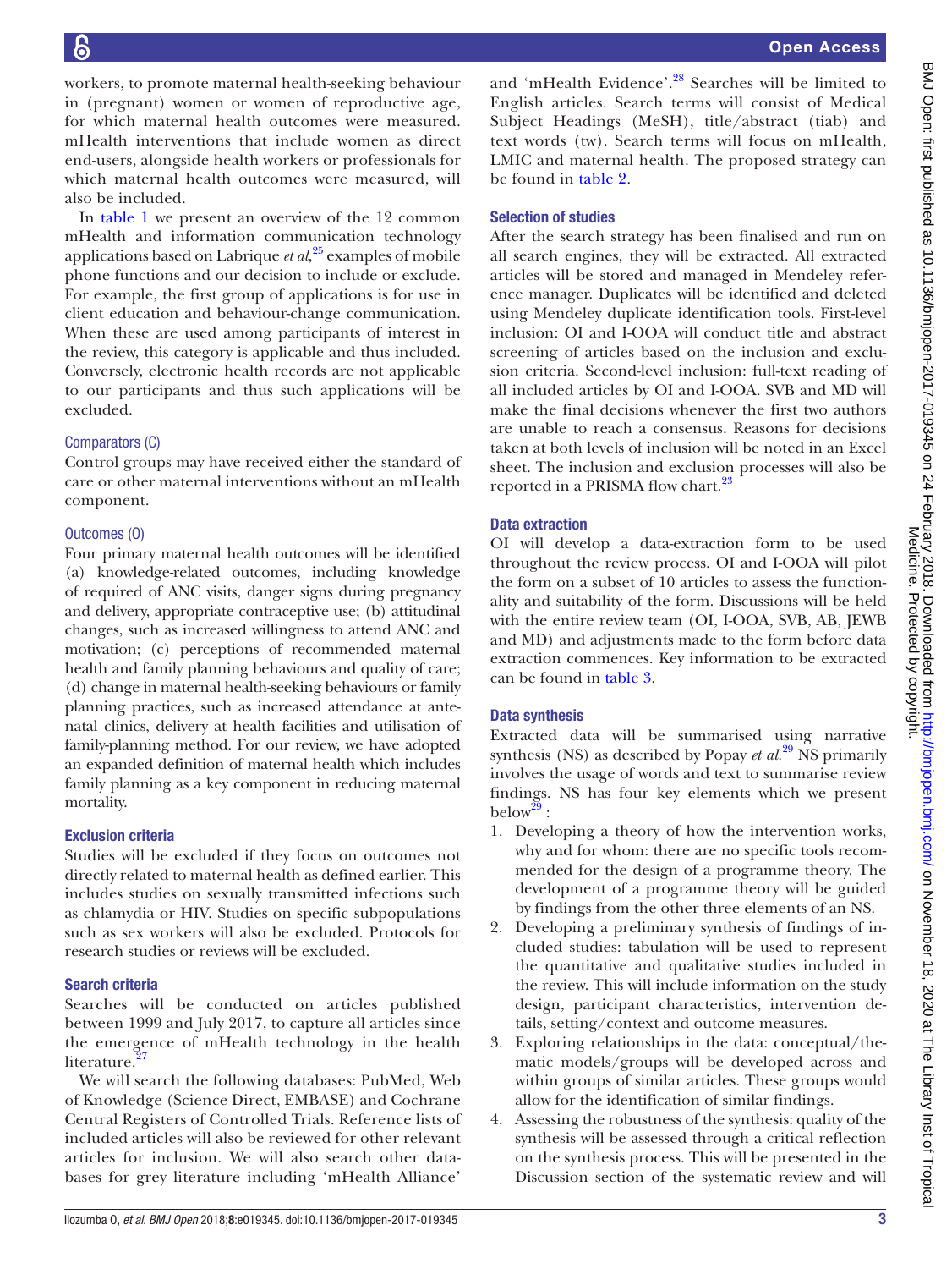workers, to promote maternal health-seeking behaviour in (pregnant) women or women of reproductive age, for which maternal health outcomes were measured. mHealth interventions that include women as direct end-users, alongside health workers or professionals for which maternal health outcomes were measured, will also be included.

In table 1 we present an overview of the 12 common mHealth and information communication technology applications based on Labrique *et al*,[25] examples of mobile phone functions and our decision to include or exclude. For example, the first group of applications is for use in client education and behaviour-change communication. When these are used among participants of interest in the review, this category is applicable and thus included. Conversely, electronic health records are not applicable to our participants and thus such applications will be excluded.

### Comparators (C)

Control groups may have received either the standard of care or other maternal interventions without an mHealth component.

### Outcomes (O)

Four primary maternal health outcomes will be identified (a) knowledge-related outcomes, including knowledge of required of ANC visits, danger signs during pregnancy and delivery, appropriate contraceptive use; (b) attitudinal changes, such as increased willingness to attend ANC and motivation; (c) perceptions of recommended maternal health and family planning behaviours and quality of care; (d) change in maternal health-seeking behaviours or family planning practices, such as increased attendance at antenatal clinics, delivery at health facilities and utilisation of family-planning method. For our review, we have adopted an expanded definition of maternal health which includes family planning as a key component in reducing maternal mortality.

## Exclusion criteria

Studies will be excluded if they focus on outcomes not directly related to maternal health as defined earlier. This includes studies on sexually transmitted infections such as chlamydia or HIV. Studies on specific subpopulations such as sex workers will also be excluded. Protocols for research studies or reviews will be excluded.

## Search criteria

Searches will be conducted on articles published between 1999 and July 2017, to capture all articles since the emergence of mHealth technology in the health literature.[27]

We will search the following databases: PubMed, Web of Knowledge (Science Direct, EMBASE) and Cochrane Central Registers of Controlled Trials. Reference lists of included articles will also be reviewed for other relevant articles for inclusion. We will also search other databases for grey literature including 'mHealth Alliance' and 'mHealth Evidence'.[28] Searches will be limited to English articles. Search terms will consist of Medical Subject Headings (MeSH), title/abstract (tiab) and text words (tw). Search terms will focus on mHealth, LMIC and maternal health. The proposed strategy can be found in table 2.

## Selection of studies

After the search strategy has been finalised and run on all search engines, they will be extracted. All extracted articles will be stored and managed in Mendeley reference manager. Duplicates will be identified and deleted using Mendeley duplicate identification tools. First-level inclusion: OI and I-OOA will conduct title and abstract screening of articles based on the inclusion and exclusion criteria. Second-level inclusion: full-text reading of all included articles by OI and I-OOA. SVB and MD will make the final decisions whenever the first two authors are unable to reach a consensus. Reasons for decisions taken at both levels of inclusion will be noted in an Excel sheet. The inclusion and exclusion processes will also be reported in a PRISMA flow chart.[23]

## Data extraction

OI will develop a data-extraction form to be used throughout the review process. OI and I-OOA will pilot the form on a subset of 10 articles to assess the functionality and suitability of the form. Discussions will be held with the entire review team (OI, I-OOA, SVB, AB, JEWB and MD) and adjustments made to the form before data extraction commences. Key information to be extracted can be found in table 3.

## Data synthesis

Extracted data will be summarised using narrative synthesis (NS) as described by Popay *et al*.[29] NS primarily involves the usage of words and text to summarise review findings. NS has four key elements which we present below[29]:

1. Developing a theory of how the intervention works, why and for whom: there are no specific tools recommended for the design of a programme theory. The development of a programme theory will be guided by findings from the other three elements of an NS.
2. Developing a preliminary synthesis of findings of included studies: tabulation will be used to represent the quantitative and qualitative studies included in the review. This will include information on the study design, participant characteristics, intervention details, setting/context and outcome measures.
3. Exploring relationships in the data: conceptual/thematic models/groups will be developed across and within groups of similar articles. These groups would allow for the identification of similar findings.
4. Assessing the robustness of the synthesis: quality of the synthesis will be assessed through a critical reflection on the synthesis process. This will be presented in the Discussion section of the systematic review and will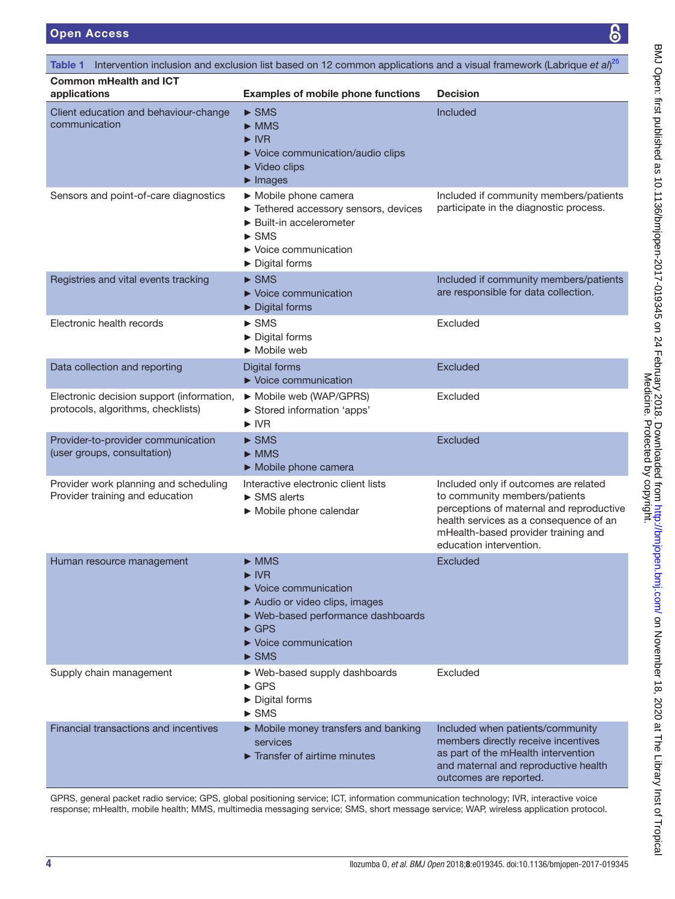**Table 1** Intervention inclusion and exclusion list based on 12 common applications and a visual framework (Labrique *et al*)[25]

| Common mHealth and ICT applications | Examples of mobile phone functions | Decision |
|---|---|---|
| Client education and behaviour-change communication | ► SMS<br>► MMS<br>► IVR<br>► Voice communication/audio clips<br>► Video clips<br>► Images | Included |
| Sensors and point-of-care diagnostics | ► Mobile phone camera<br>► Tethered accessory sensors, devices<br>► Built-in accelerometer<br>► SMS<br>► Voice communication<br>► Digital forms | Included if community members/patients participate in the diagnostic process. |
| Registries and vital events tracking | ► SMS<br>► Voice communication<br>► Digital forms | Included if community members/patients are responsible for data collection. |
| Electronic health records | ► SMS<br>► Digital forms<br>► Mobile web | Excluded |
| Data collection and reporting | Digital forms<br>► Voice communication | Excluded |
| Electronic decision support (information, protocols, algorithms, checklists) | ► Mobile web (WAP/GPRS)<br>► Stored information 'apps'<br>► IVR | Excluded |
| Provider-to-provider communication (user groups, consultation) | ► SMS<br>► MMS<br>► Mobile phone camera | Excluded |
| Provider work planning and scheduling<br>Provider training and education | Interactive electronic client lists<br>► SMS alerts<br>► Mobile phone calendar | Included only if outcomes are related to community members/patients perceptions of maternal and reproductive health services as a consequence of an mHealth-based provider training and education intervention. |
| Human resource management | ► MMS<br>► IVR<br>► Voice communication<br>► Audio or video clips, images<br>► Web-based performance dashboards<br>► GPS<br>► Voice communication<br>► SMS | Excluded |
| Supply chain management | ► Web-based supply dashboards<br>► GPS<br>► Digital forms<br>► SMS | Excluded |
| Financial transactions and incentives | ► Mobile money transfers and banking services<br>► Transfer of airtime minutes | Included when patients/community members directly receive incentives as part of the mHealth intervention and maternal and reproductive health outcomes are reported. |

GPRS, general packet radio service; GPS, global positioning service; ICT, information communication technology; IVR, interactive voice response; mHealth, mobile health; MMS, multimedia messaging service; SMS, short message service; WAP, wireless application protocol.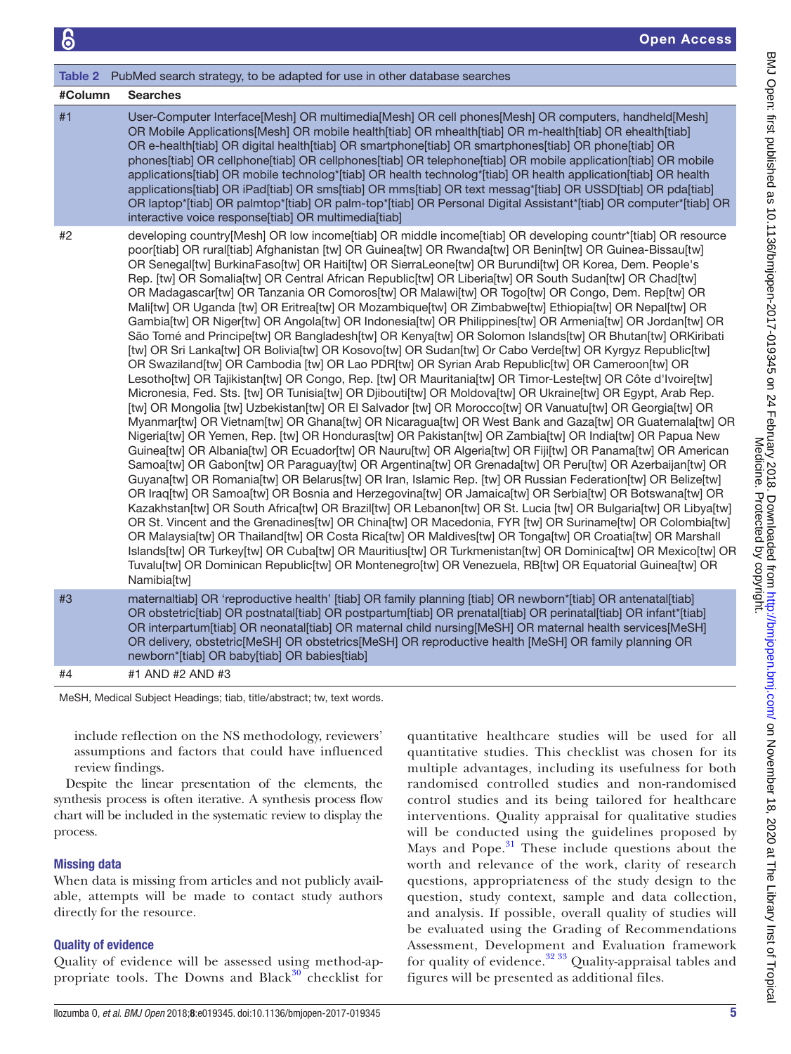Table 2 PubMed search strategy, to be adapted for use in other database searches

| #Column | Searches |
|---|---|
| #1 | User-Computer Interface[Mesh] OR multimedia[Mesh] OR cell phones[Mesh] OR computers, handheld[Mesh] OR Mobile Applications[Mesh] OR mobile health[tiab] OR mhealth[tiab] OR m-health[tiab] OR ehealth[tiab] OR e-health[tiab] OR digital health[tiab] OR smartphone[tiab] OR smartphones[tiab] OR phone[tiab] OR phones[tiab] OR cellphone[tiab] OR cellphones[tiab] OR telephone[tiab] OR mobile application[tiab] OR mobile applications[tiab] OR mobile technolog*[tiab] OR health technolog*[tiab] OR health application[tiab] OR health applications[tiab] OR iPad[tiab] OR sms[tiab] OR mms[tiab] OR text messag*[tiab] OR USSD[tiab] OR pda[tiab] OR laptop*[tiab] OR palmtop*[tiab] OR palm-top*[tiab] OR Personal Digital Assistant*[tiab] OR computer*[tiab] OR interactive voice response[tiab] OR multimedia[tiab] |
| #2 | developing country[Mesh] OR low income[tiab] OR middle income[tiab] OR developing countr*[tiab] OR resource poor[tiab] OR rural[tiab] Afghanistan [tw] OR Guinea[tw] OR Rwanda[tw] OR Benin[tw] OR Guinea-Bissau[tw] OR Senegal[tw] BurkinaFaso[tw] OR Haiti[tw] OR SierraLeone[tw] OR Burundi[tw] OR Korea, Dem. People's Rep. [tw] OR Somalia[tw] OR Central African Republic[tw] OR Liberia[tw] OR South Sudan[tw] OR Chad[tw] OR Madagascar[tw] OR Tanzania OR Comoros[tw] OR Malawi[tw] OR Togo[tw] OR Congo, Dem. Rep[tw] OR Mali[tw] OR Uganda [tw] OR Eritrea[tw] OR Mozambique[tw] OR Zimbabwe[tw] Ethiopia[tw] OR Nepal[tw] OR Gambia[tw] OR Niger[tw] OR Angola[tw] OR Indonesia[tw] OR Philippines[tw] OR Armenia[tw] OR Jordan[tw] OR São Tomé and Principe[tw] OR Bangladesh[tw] OR Kenya[tw] OR Solomon Islands[tw] OR Bhutan[tw] ORKiribati [tw] OR Sri Lanka[tw] OR Bolivia[tw] OR Kosovo[tw] OR Sudan[tw] Or Cabo Verde[tw] OR Kyrgyz Republic[tw] OR Swaziland[tw] OR Cambodia [tw] OR Lao PDR[tw] OR Syrian Arab Republic[tw] OR Cameroon[tw] OR Lesotho[tw] OR Tajikistan[tw] OR Congo, Rep. [tw] OR Mauritania[tw] OR Timor-Leste[tw] OR Côte d'Ivoire[tw] Micronesia, Fed. Sts. [tw] OR Tunisia[tw] OR Djibouti[tw] OR Moldova[tw] OR Ukraine[tw] OR Egypt, Arab Rep. [tw] OR Mongolia [tw] Uzbekistan[tw] OR El Salvador [tw] OR Morocco[tw] OR Vanuatu[tw] OR Georgia[tw] OR Myanmar[tw] OR Vietnam[tw] OR Ghana[tw] OR Nicaragua[tw] OR West Bank and Gaza[tw] OR Guatemala[tw] OR Nigeria[tw] OR Yemen, Rep. [tw] OR Honduras[tw] OR Pakistan[tw] OR Zambia[tw] OR India[tw] OR Papua New Guinea[tw] OR Albania[tw] OR Ecuador[tw] OR Nauru[tw] OR Algeria[tw] OR Fiji[tw] OR Panama[tw] OR American Samoa[tw] OR Gabon[tw] OR Paraguay[tw] OR Argentina[tw] OR Grenada[tw] OR Peru[tw] OR Azerbaijan[tw] OR Guyana[tw] OR Romania[tw] OR Belarus[tw] OR Iran, Islamic Rep. [tw] OR Russian Federation[tw] OR Belize[tw] OR Iraq[tw] OR Samoa[tw] OR Bosnia and Herzegovina[tw] OR Jamaica[tw] OR Serbia[tw] OR Botswana[tw] OR Kazakhstan[tw] OR South Africa[tw] OR Brazil[tw] OR Lebanon[tw] OR St. Lucia [tw] OR Bulgaria[tw] OR Libya[tw] OR St. Vincent and the Grenadines[tw] OR China[tw] OR Macedonia, FYR [tw] OR Suriname[tw] OR Colombia[tw] OR Malaysia[tw] OR Thailand[tw] OR Costa Rica[tw] OR Maldives[tw] OR Tonga[tw] OR Croatia[tw] OR Marshall Islands[tw] OR Turkey[tw] OR Cuba[tw] OR Mauritius[tw] OR Turkmenistan[tw] OR Dominica[tw] OR Mexico[tw] OR Tuvalu[tw] OR Dominican Republic[tw] OR Montenegro[tw] OR Venezuela, RB[tw] OR Equatorial Guinea[tw] OR Namibia[tw] |
| #3 | maternaltiab] OR 'reproductive health' [tiab] OR family planning [tiab] OR newborn*[tiab] OR antenatal[tiab] OR obstetric[tiab] OR postnatal[tiab] OR postpartum[tiab] OR prenatal[tiab] OR perinatal[tiab] OR infant*[tiab] OR interpartum[tiab] OR neonatal[tiab] OR maternal child nursing[MeSH] OR maternal health services[MeSH] OR delivery, obstetric[MeSH] OR obstetrics[MeSH] OR reproductive health [MeSH] OR family planning OR newborn*[tiab] OR baby[tiab] OR babies[tiab] |
| #4 | #1 AND #2 AND #3 |

MeSH, Medical Subject Headings; tiab, title/abstract; tw, text words.

include reflection on the NS methodology, reviewers' assumptions and factors that could have influenced review findings.

Despite the linear presentation of the elements, the synthesis process is often iterative. A synthesis process flow chart will be included in the systematic review to display the process.

### Missing data

When data is missing from articles and not publicly available, attempts will be made to contact study authors directly for the resource.

### Quality of evidence

Quality of evidence will be assessed using method-appropriate tools. The Downs and Black[30] checklist for quantitative healthcare studies will be used for all quantitative studies. This checklist was chosen for its multiple advantages, including its usefulness for both randomised controlled studies and non-randomised control studies and its being tailored for healthcare interventions. Quality appraisal for qualitative studies will be conducted using the guidelines proposed by Mays and Pope.[31] These include questions about the worth and relevance of the work, clarity of research questions, appropriateness of the study design to the question, study context, sample and data collection, and analysis. If possible, overall quality of studies will be evaluated using the Grading of Recommendations Assessment, Development and Evaluation framework for quality of evidence.[32 33] Quality-appraisal tables and figures will be presented as additional files.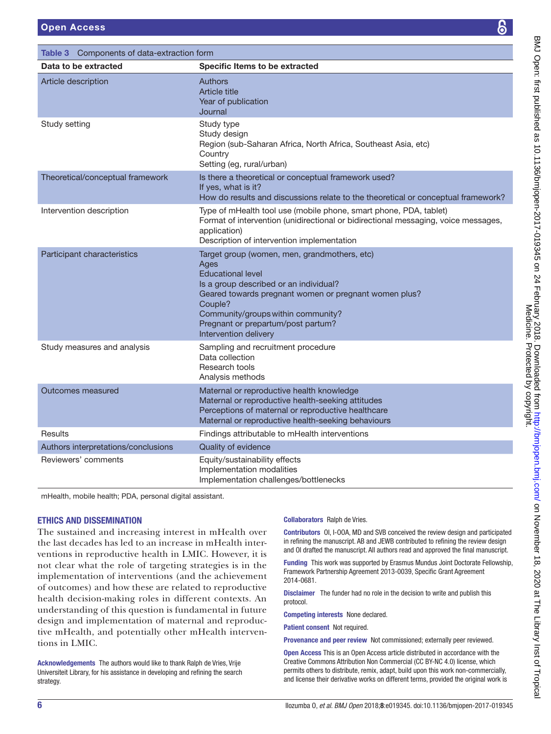**Table 3** Components of data-extraction form

| Data to be extracted | Specific Items to be extracted |
|---|---|
| Article description | Authors<br>Article title<br>Year of publication<br>Journal |
| Study setting | Study type<br>Study design<br>Region (sub-Saharan Africa, North Africa, Southeast Asia, etc)<br>Country<br>Setting (eg, rural/urban) |
| Theoretical/conceptual framework | Is there a theoretical or conceptual framework used?<br>If yes, what is it?<br>How do results and discussions relate to the theoretical or conceptual framework? |
| Intervention description | Type of mHealth tool use (mobile phone, smart phone, PDA, tablet)<br>Format of intervention (unidirectional or bidirectional messaging, voice messages, application)<br>Description of intervention implementation |
| Participant characteristics | Target group (women, men, grandmothers, etc)<br>Ages<br>Educational level<br>Is a group described or an individual?<br>Geared towards pregnant women or pregnant women plus?<br>Couple?<br>Community/groups within community?<br>Pregnant or prepartum/post partum?<br>Intervention delivery |
| Study measures and analysis | Sampling and recruitment procedure<br>Data collection<br>Research tools<br>Analysis methods |
| Outcomes measured | Maternal or reproductive health knowledge<br>Maternal or reproductive health-seeking attitudes<br>Perceptions of maternal or reproductive healthcare<br>Maternal or reproductive health-seeking behaviours |
| Results | Findings attributable to mHealth interventions |
| Authors interpretations/conclusions | Quality of evidence |
| Reviewers' comments | Equity/sustainability effects<br>Implementation modalities<br>Implementation challenges/bottlenecks |

mHealth, mobile health; PDA, personal digital assistant.

## ETHICS AND DISSEMINATION

The sustained and increasing interest in mHealth over the last decades has led to an increase in mHealth interventions in reproductive health in LMIC. However, it is not clear what the role of targeting strategies is in the implementation of interventions (and the achievement of outcomes) and how these are related to reproductive health decision-making roles in different contexts. An understanding of this question is fundamental in future design and implementation of maternal and reproductive mHealth, and potentially other mHealth interventions in LMIC.

**Acknowledgements** The authors would like to thank Ralph de Vries, Vrije Universiteit Library, for his assistance in developing and refining the search strategy.

**Collaborators** Ralph de Vries.

**Contributors** OI, I-OOA, MD and SVB conceived the review design and participated in refining the manuscript. AB and JEWB contributed to refining the review design and OI drafted the manuscript. All authors read and approved the final manuscript.

**Funding** This work was supported by Erasmus Mundus Joint Doctorate Fellowship, Framework Partnership Agreement 2013-0039, Specific Grant Agreement 2014-0681.

**Disclaimer** The funder had no role in the decision to write and publish this protocol.

**Competing interests** None declared.

**Patient consent** Not required.

**Provenance and peer review** Not commissioned; externally peer reviewed.

**Open Access** This is an Open Access article distributed in accordance with the Creative Commons Attribution Non Commercial (CC BY-NC 4.0) license, which permits others to distribute, remix, adapt, build upon this work non-commercially, and license their derivative works on different terms, provided the original work is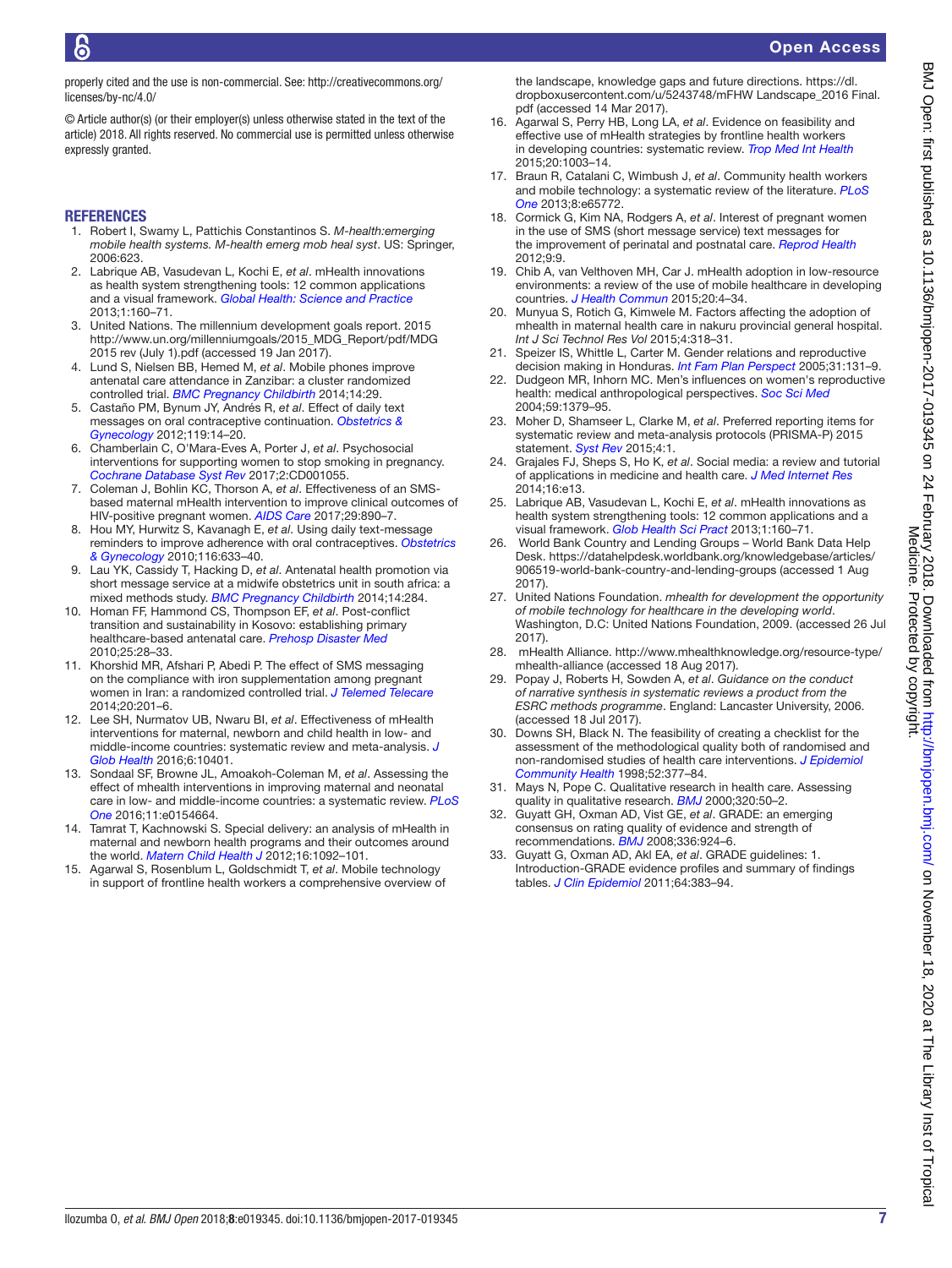properly cited and the use is non-commercial. See: http://creativecommons.org/licenses/by-nc/4.0/

© Article author(s) (or their employer(s) unless otherwise stated in the text of the article) 2018. All rights reserved. No commercial use is permitted unless otherwise expressly granted.

## REFERENCES

1. Robert I, Swamy L, Pattichis Constantinos S. *M-health:emerging mobile health systems. M-health emerg mob heal syst*. US: Springer, 2006:623.
2. Labrique AB, Vasudevan L, Kochi E, *et al*. mHealth innovations as health system strengthening tools: 12 common applications and a visual framework. *Global Health: Science and Practice* 2013;1:160–71.
3. United Nations. The millennium development goals report. 2015 http://www.un.org/millenniumgoals/2015_MDG_Report/pdf/MDG 2015 rev (July 1).pdf (accessed 19 Jan 2017).
4. Lund S, Nielsen BB, Hemed M, *et al*. Mobile phones improve antenatal care attendance in Zanzibar: a cluster randomized controlled trial. *BMC Pregnancy Childbirth* 2014;14:29.
5. Castaño PM, Bynum JY, Andrés R, *et al*. Effect of daily text messages on oral contraceptive continuation. *Obstetrics & Gynecology* 2012;119:14–20.
6. Chamberlain C, O'Mara-Eves A, Porter J, *et al*. Psychosocial interventions for supporting women to stop smoking in pregnancy. *Cochrane Database Syst Rev* 2017;2:CD001055.
7. Coleman J, Bohlin KC, Thorson A, *et al*. Effectiveness of an SMS-based maternal mHealth intervention to improve clinical outcomes of HIV-positive pregnant women. *AIDS Care* 2017;29:890–7.
8. Hou MY, Hurwitz S, Kavanagh E, *et al*. Using daily text-message reminders to improve adherence with oral contraceptives. *Obstetrics & Gynecology* 2010;116:633–40.
9. Lau YK, Cassidy T, Hacking D, *et al*. Antenatal health promotion via short message service at a midwife obstetrics unit in south africa: a mixed methods study. *BMC Pregnancy Childbirth* 2014;14:284.
10. Homan FF, Hammond CS, Thompson EF, *et al*. Post-conflict transition and sustainability in Kosovo: establishing primary healthcare-based antenatal care. *Prehosp Disaster Med* 2010;25:28–33.
11. Khorshid MR, Afshari P, Abedi P. The effect of SMS messaging on the compliance with iron supplementation among pregnant women in Iran: a randomized controlled trial. *J Telemed Telecare* 2014;20:201–6.
12. Lee SH, Nurmatov UB, Nwaru BI, *et al*. Effectiveness of mHealth interventions for maternal, newborn and child health in low- and middle-income countries: systematic review and meta-analysis. *J Glob Health* 2016;6:10401.
13. Sondaal SF, Browne JL, Amoakoh-Coleman M, *et al*. Assessing the effect of mhealth interventions in improving maternal and neonatal care in low- and middle-income countries: a systematic review. *PLoS One* 2016;11:e0154664.
14. Tamrat T, Kachnowski S. Special delivery: an analysis of mHealth in maternal and newborn health programs and their outcomes around the world. *Matern Child Health J* 2012;16:1092–101.
15. Agarwal S, Rosenblum L, Goldschmidt T, *et al*. Mobile technology in support of frontline health workers a comprehensive overview of the landscape, knowledge gaps and future directions. https://dl.dropboxusercontent.com/u/5243748/mFHW Landscape_2016 Final.pdf (accessed 14 Mar 2017).
16. Agarwal S, Perry HB, Long LA, *et al*. Evidence on feasibility and effective use of mHealth strategies by frontline health workers in developing countries: systematic review. *Trop Med Int Health* 2015;20:1003–14.
17. Braun R, Catalani C, Wimbush J, *et al*. Community health workers and mobile technology: a systematic review of the literature. *PLoS One* 2013;8:e65772.
18. Cormick G, Kim NA, Rodgers A, *et al*. Interest of pregnant women in the use of SMS (short message service) text messages for the improvement of perinatal and postnatal care. *Reprod Health* 2012;9:9.
19. Chib A, van Velthoven MH, Car J. mHealth adoption in low-resource environments: a review of the use of mobile healthcare in developing countries. *J Health Commun* 2015;20:4–34.
20. Munyua S, Rotich G, Kimwele M. Factors affecting the adoption of mhealth in maternal health care in nakuru provincial general hospital. *Int J Sci Technol Res Vol* 2015;4:318–31.
21. Speizer IS, Whittle L, Carter M. Gender relations and reproductive decision making in Honduras. *Int Fam Plan Perspect* 2005;31:131–9.
22. Dudgeon MR, Inhorn MC. Men's influences on women's reproductive health: medical anthropological perspectives. *Soc Sci Med* 2004;59:1379–95.
23. Moher D, Shamseer L, Clarke M, *et al*. Preferred reporting items for systematic review and meta-analysis protocols (PRISMA-P) 2015 statement. *Syst Rev* 2015;4:1.
24. Grajales FJ, Sheps S, Ho K, *et al*. Social media: a review and tutorial of applications in medicine and health care. *J Med Internet Res* 2014;16:e13.
25. Labrique AB, Vasudevan L, Kochi E, *et al*. mHealth innovations as health system strengthening tools: 12 common applications and a visual framework. *Glob Health Sci Pract* 2013;1:160–71.
26. World Bank Country and Lending Groups – World Bank Data Help Desk. https://datahelpdesk.worldbank.org/knowledgebase/articles/906519-world-bank-country-and-lending-groups (accessed 1 Aug 2017).
27. United Nations Foundation. *mhealth for development the opportunity of mobile technology for healthcare in the developing world*. Washington, D.C: United Nations Foundation, 2009. (accessed 26 Jul 2017).
28. mHealth Alliance. http://www.mhealthknowledge.org/resource-type/mhealth-alliance (accessed 18 Aug 2017).
29. Popay J, Roberts H, Sowden A, *et al*. *Guidance on the conduct of narrative synthesis in systematic reviews a product from the ESRC methods programme*. England: Lancaster University, 2006. (accessed 18 Jul 2017).
30. Downs SH, Black N. The feasibility of creating a checklist for the assessment of the methodological quality both of randomised and non-randomised studies of health care interventions. *J Epidemiol Community Health* 1998;52:377–84.
31. Mays N, Pope C. Qualitative research in health care. Assessing quality in qualitative research. *BMJ* 2000;320:50–2.
32. Guyatt GH, Oxman AD, Vist GE, *et al*. GRADE: an emerging consensus on rating quality of evidence and strength of recommendations. *BMJ* 2008;336:924–6.
33. Guyatt G, Oxman AD, Akl EA, *et al*. GRADE guidelines: 1. Introduction-GRADE evidence profiles and summary of findings tables. *J Clin Epidemiol* 2011;64:383–94.